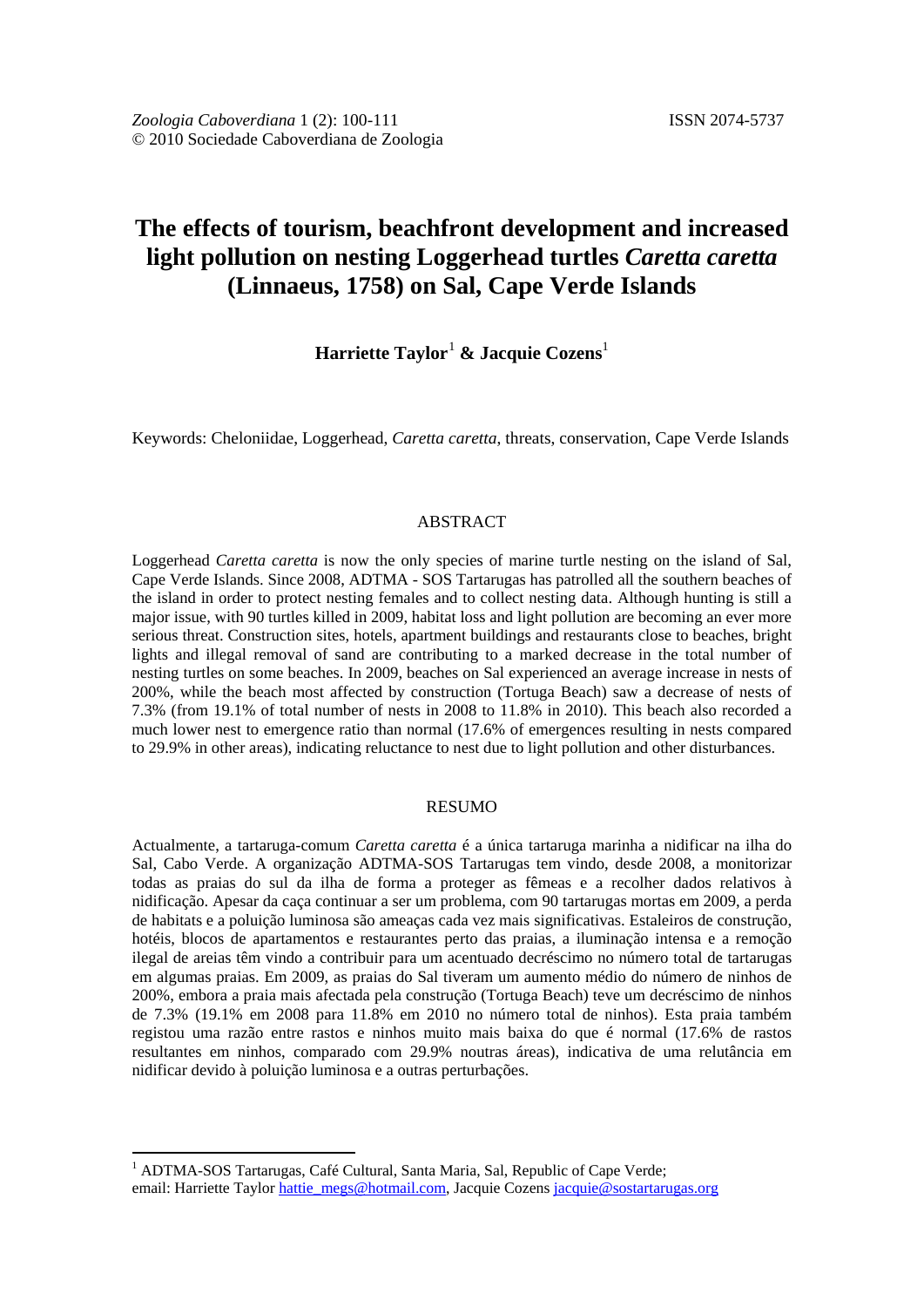*Zoologia Caboverdiana* 1 (2): 100-111 ISSN 2074-5737
© 2010 Sociedade Caboverdiana de Zoologia

# The effects of tourism, beachfront development and increased light pollution on nesting Loggerhead turtles *Caretta caretta* (Linnaeus, 1758) on Sal, Cape Verde Islands

**Harriette Taylor**[1] **& Jacquie Cozens**[1]

Keywords: Cheloniidae, Loggerhead, *Caretta caretta*, threats, conservation, Cape Verde Islands

## ABSTRACT

Loggerhead *Caretta caretta* is now the only species of marine turtle nesting on the island of Sal, Cape Verde Islands. Since 2008, ADTMA - SOS Tartarugas has patrolled all the southern beaches of the island in order to protect nesting females and to collect nesting data. Although hunting is still a major issue, with 90 turtles killed in 2009, habitat loss and light pollution are becoming an ever more serious threat. Construction sites, hotels, apartment buildings and restaurants close to beaches, bright lights and illegal removal of sand are contributing to a marked decrease in the total number of nesting turtles on some beaches. In 2009, beaches on Sal experienced an average increase in nests of 200%, while the beach most affected by construction (Tortuga Beach) saw a decrease of nests of 7.3% (from 19.1% of total number of nests in 2008 to 11.8% in 2010). This beach also recorded a much lower nest to emergence ratio than normal (17.6% of emergences resulting in nests compared to 29.9% in other areas), indicating reluctance to nest due to light pollution and other disturbances.

## RESUMO

Actualmente, a tartaruga-comum *Caretta caretta* é a única tartaruga marinha a nidificar na ilha do Sal, Cabo Verde. A organização ADTMA-SOS Tartarugas tem vindo, desde 2008, a monitorizar todas as praias do sul da ilha de forma a proteger as fêmeas e a recolher dados relativos à nidificação. Apesar da caça continuar a ser um problema, com 90 tartarugas mortas em 2009, a perda de habitats e a poluição luminosa são ameaças cada vez mais significativas. Estaleiros de construção, hotéis, blocos de apartamentos e restaurantes perto das praias, a iluminação intensa e a remoção ilegal de areias têm vindo a contribuir para um acentuado decréscimo no número total de tartarugas em algumas praias. Em 2009, as praias do Sal tiveram um aumento médio do número de ninhos de 200%, embora a praia mais afectada pela construção (Tortuga Beach) teve um decréscimo de ninhos de 7.3% (19.1% em 2008 para 11.8% em 2010 no número total de ninhos). Esta praia também registou uma razão entre rastos e ninhos muito mais baixa do que é normal (17.6% de rastos resultantes em ninhos, comparado com 29.9% noutras áreas), indicativa de uma relutância em nidificar devido à poluição luminosa e a outras perturbações.

---

[1] ADTMA-SOS Tartarugas, Café Cultural, Santa Maria, Sal, Republic of Cape Verde;
email: Harriette Taylor hattie_megs@hotmail.com, Jacquie Cozens jacquie@sostartarugas.org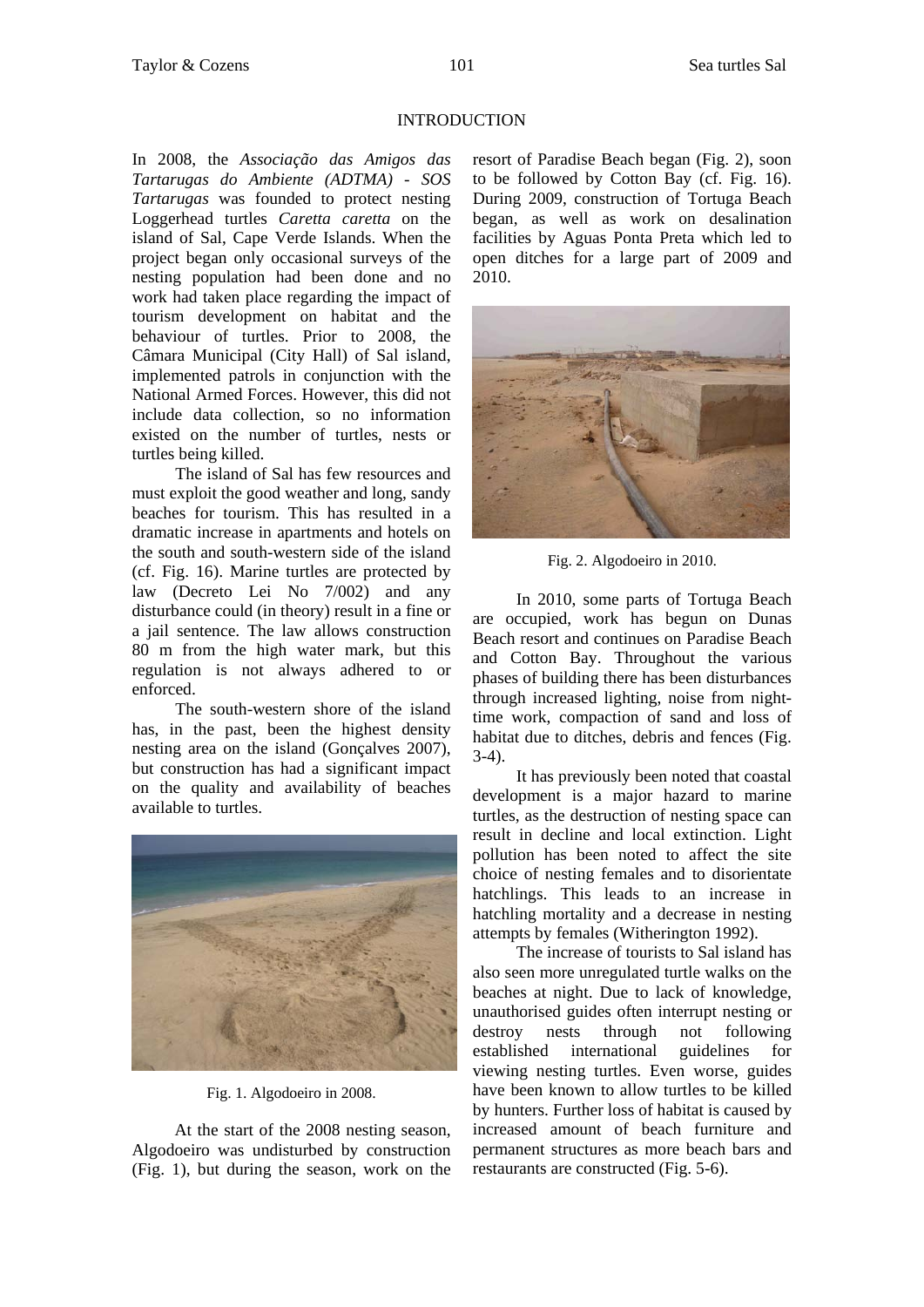## INTRODUCTION

In 2008, the *Associação das Amigos das Tartarugas do Ambiente (ADTMA) - SOS Tartarugas* was founded to protect nesting Loggerhead turtles *Caretta caretta* on the island of Sal, Cape Verde Islands. When the project began only occasional surveys of the nesting population had been done and no work had taken place regarding the impact of tourism development on habitat and the behaviour of turtles. Prior to 2008, the Câmara Municipal (City Hall) of Sal island, implemented patrols in conjunction with the National Armed Forces. However, this did not include data collection, so no information existed on the number of turtles, nests or turtles being killed.

The island of Sal has few resources and must exploit the good weather and long, sandy beaches for tourism. This has resulted in a dramatic increase in apartments and hotels on the south and south-western side of the island (cf. Fig. 16). Marine turtles are protected by law (Decreto Lei No 7/002) and any disturbance could (in theory) result in a fine or a jail sentence. The law allows construction 80 m from the high water mark, but this regulation is not always adhered to or enforced.

The south-western shore of the island has, in the past, been the highest density nesting area on the island (Gonçalves 2007), but construction has had a significant impact on the quality and availability of beaches available to turtles.

Fig. 1. Algodoeiro in 2008.

At the start of the 2008 nesting season, Algodoeiro was undisturbed by construction (Fig. 1), but during the season, work on the resort of Paradise Beach began (Fig. 2), soon to be followed by Cotton Bay (cf. Fig. 16). During 2009, construction of Tortuga Beach began, as well as work on desalination facilities by Aguas Ponta Preta which led to open ditches for a large part of 2009 and 2010.

Fig. 2. Algodoeiro in 2010.

In 2010, some parts of Tortuga Beach are occupied, work has begun on Dunas Beach resort and continues on Paradise Beach and Cotton Bay. Throughout the various phases of building there has been disturbances through increased lighting, noise from night-time work, compaction of sand and loss of habitat due to ditches, debris and fences (Fig. 3-4).

It has previously been noted that coastal development is a major hazard to marine turtles, as the destruction of nesting space can result in decline and local extinction. Light pollution has been noted to affect the site choice of nesting females and to disorientate hatchlings. This leads to an increase in hatchling mortality and a decrease in nesting attempts by females (Witherington 1992).

The increase of tourists to Sal island has also seen more unregulated turtle walks on the beaches at night. Due to lack of knowledge, unauthorised guides often interrupt nesting or destroy nests through not following established international guidelines for viewing nesting turtles. Even worse, guides have been known to allow turtles to be killed by hunters. Further loss of habitat is caused by increased amount of beach furniture and permanent structures as more beach bars and restaurants are constructed (Fig. 5-6).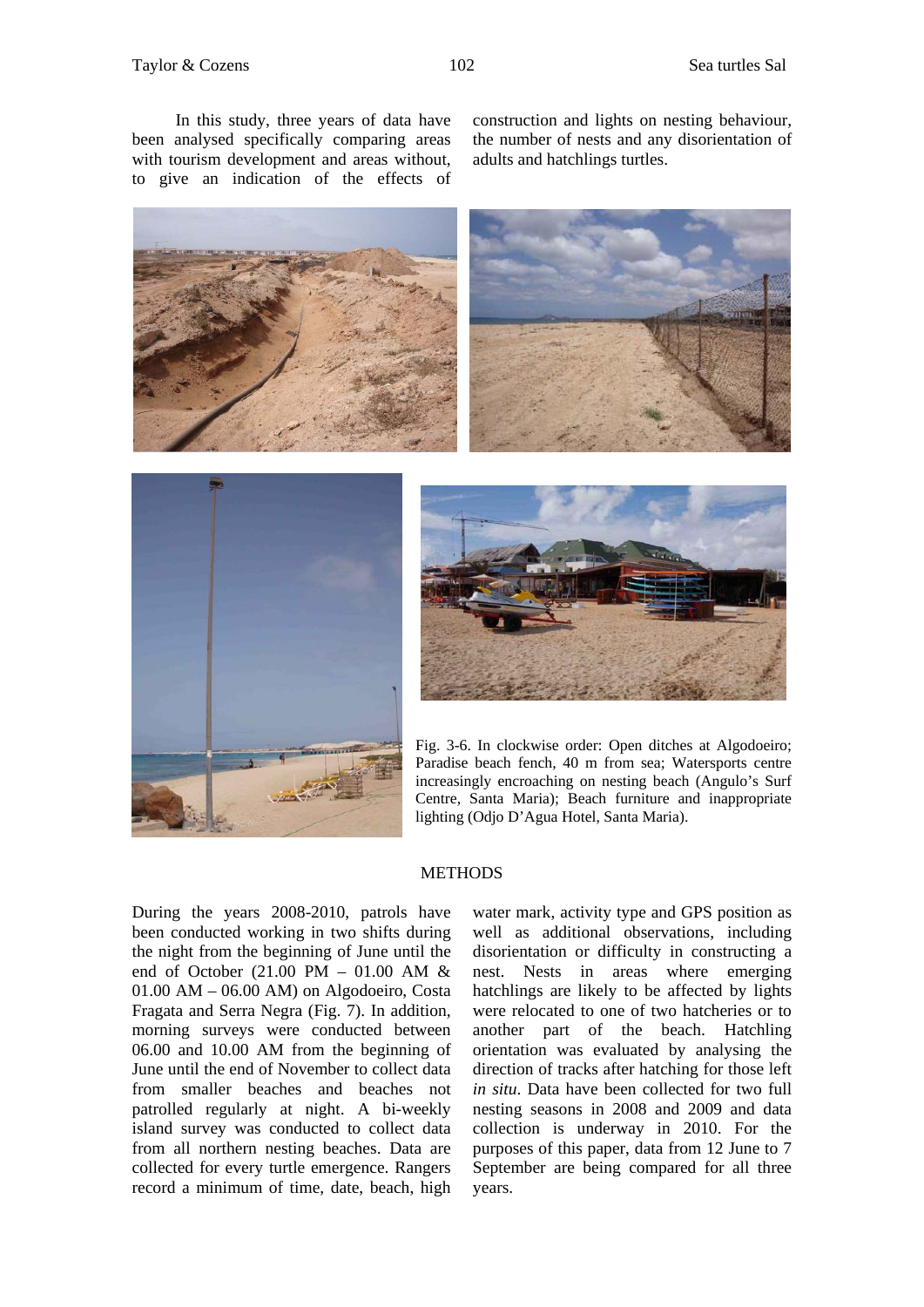In this study, three years of data have been analysed specifically comparing areas with tourism development and areas without, to give an indication of the effects of construction and lights on nesting behaviour, the number of nests and any disorientation of adults and hatchlings turtles.

Fig. 3-6. In clockwise order: Open ditches at Algodoeiro; Paradise beach fench, 40 m from sea; Watersports centre increasingly encroaching on nesting beach (Angulo's Surf Centre, Santa Maria); Beach furniture and inappropriate lighting (Odjo D'Agua Hotel, Santa Maria).

## METHODS

During the years 2008-2010, patrols have been conducted working in two shifts during the night from the beginning of June until the end of October (21.00 PM – 01.00 AM & 01.00 AM – 06.00 AM) on Algodoeiro, Costa Fragata and Serra Negra (Fig. 7). In addition, morning surveys were conducted between 06.00 and 10.00 AM from the beginning of June until the end of November to collect data from smaller beaches and beaches not patrolled regularly at night. A bi-weekly island survey was conducted to collect data from all northern nesting beaches. Data are collected for every turtle emergence. Rangers record a minimum of time, date, beach, high water mark, activity type and GPS position as well as additional observations, including disorientation or difficulty in constructing a nest. Nests in areas where emerging hatchlings are likely to be affected by lights were relocated to one of two hatcheries or to another part of the beach. Hatchling orientation was evaluated by analysing the direction of tracks after hatching for those left *in situ*. Data have been collected for two full nesting seasons in 2008 and 2009 and data collection is underway in 2010. For the purposes of this paper, data from 12 June to 7 September are being compared for all three years.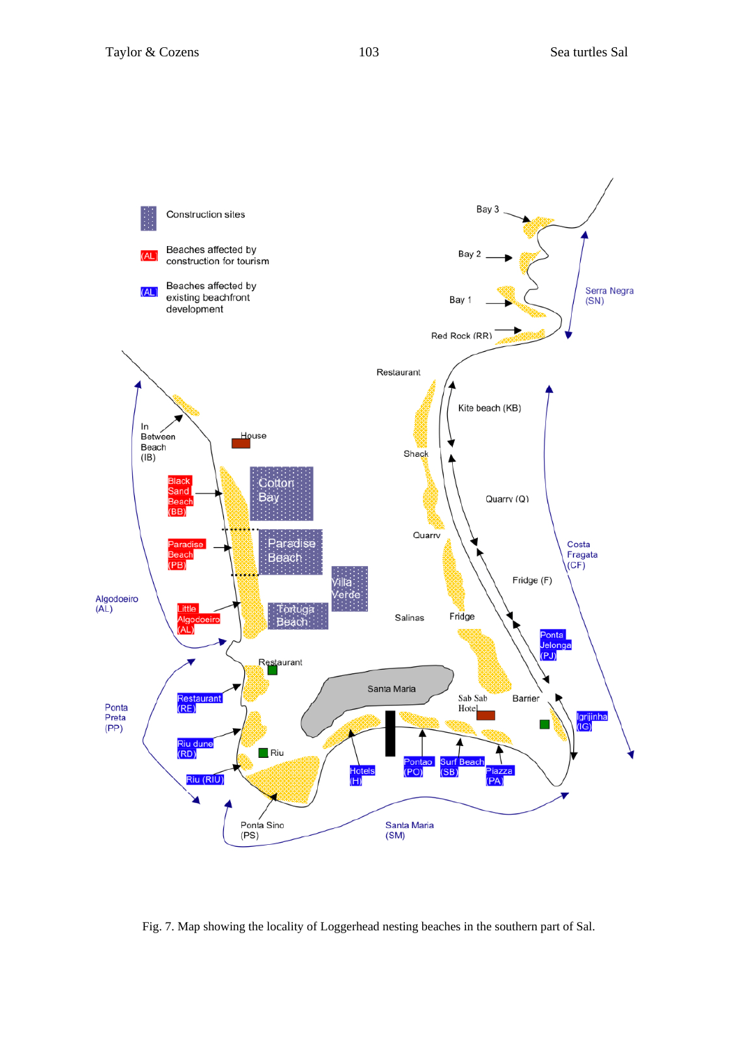Fig. 7. Map showing the locality of Loggerhead nesting beaches in the southern part of Sal.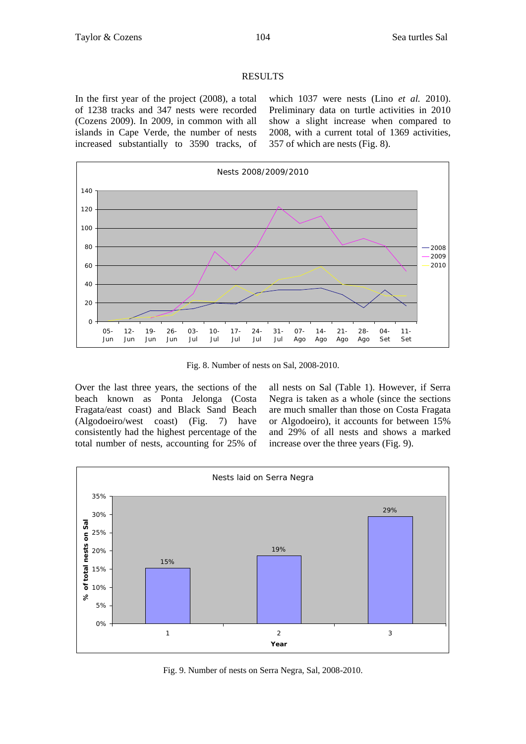## RESULTS

In the first year of the project (2008), a total of 1238 tracks and 347 nests were recorded (Cozens 2009). In 2009, in common with all islands in Cape Verde, the number of nests increased substantially to 3590 tracks, of which 1037 were nests (Lino *et al.* 2010). Preliminary data on turtle activities in 2010 show a slight increase when compared to 2008, with a current total of 1369 activities, 357 of which are nests (Fig. 8).

Fig. 8. Number of nests on Sal, 2008-2010.

Over the last three years, the sections of the beach known as Ponta Jelonga (Costa Fragata/east coast) and Black Sand Beach (Algodoeiro/west coast) (Fig. 7) have consistently had the highest percentage of the total number of nests, accounting for 25% of all nests on Sal (Table 1). However, if Serra Negra is taken as a whole (since the sections are much smaller than those on Costa Fragata or Algodoeiro), it accounts for between 15% and 29% of all nests and shows a marked increase over the three years (Fig. 9).

Fig. 9. Number of nests on Serra Negra, Sal, 2008-2010.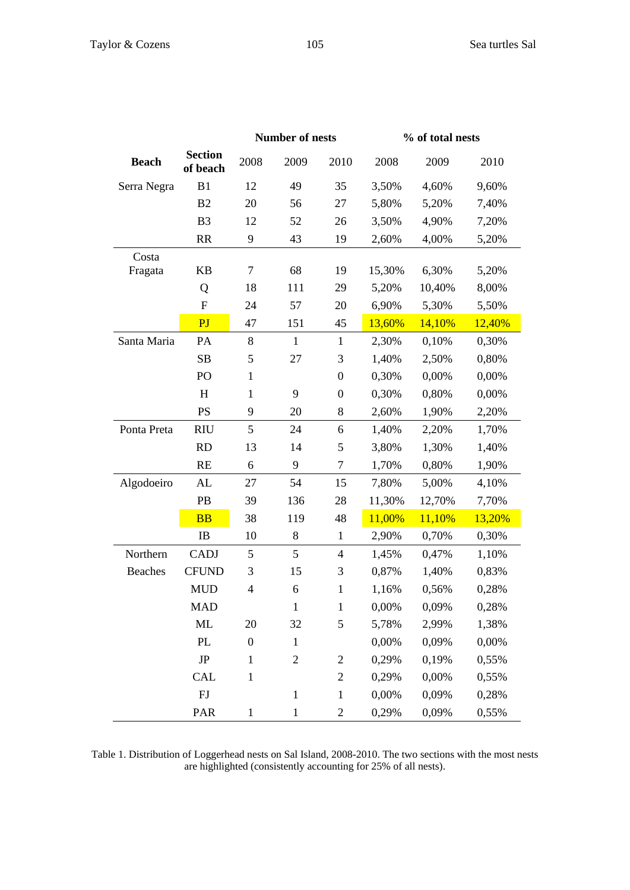| Beach | Section of beach | Number of nests | | | % of total nests | | |
|---|---|---|---|---|---|---|---|
| | | 2008 | 2009 | 2010 | 2008 | 2009 | 2010 |
| Serra Negra | B1 | 12 | 49 | 35 | 3,50% | 4,60% | 9,60% |
| | B2 | 20 | 56 | 27 | 5,80% | 5,20% | 7,40% |
| | B3 | 12 | 52 | 26 | 3,50% | 4,90% | 7,20% |
| | RR | 9 | 43 | 19 | 2,60% | 4,00% | 5,20% |
| Costa Fragata | KB | 7 | 68 | 19 | 15,30% | 6,30% | 5,20% |
| | Q | 18 | 111 | 29 | 5,20% | 10,40% | 8,00% |
| | F | 24 | 57 | 20 | 6,90% | 5,30% | 5,50% |
| | PJ | 47 | 151 | 45 | 13,60% | 14,10% | 12,40% |
| Santa Maria | PA | 8 | 1 | 1 | 2,30% | 0,10% | 0,30% |
| | SB | 5 | 27 | 3 | 1,40% | 2,50% | 0,80% |
| | PO | 1 | | 0 | 0,30% | 0,00% | 0,00% |
| | H | 1 | 9 | 0 | 0,30% | 0,80% | 0,00% |
| | PS | 9 | 20 | 8 | 2,60% | 1,90% | 2,20% |
| Ponta Preta | RIU | 5 | 24 | 6 | 1,40% | 2,20% | 1,70% |
| | RD | 13 | 14 | 5 | 3,80% | 1,30% | 1,40% |
| | RE | 6 | 9 | 7 | 1,70% | 0,80% | 1,90% |
| Algodoeiro | AL | 27 | 54 | 15 | 7,80% | 5,00% | 4,10% |
| | PB | 39 | 136 | 28 | 11,30% | 12,70% | 7,70% |
| | BB | 38 | 119 | 48 | 11,00% | 11,10% | 13,20% |
| | IB | 10 | 8 | 1 | 2,90% | 0,70% | 0,30% |
| Northern Beaches | CADJ | 5 | 5 | 4 | 1,45% | 0,47% | 1,10% |
| | CFUND | 3 | 15 | 3 | 0,87% | 1,40% | 0,83% |
| | MUD | 4 | 6 | 1 | 1,16% | 0,56% | 0,28% |
| | MAD | | 1 | 1 | 0,00% | 0,09% | 0,28% |
| | ML | 20 | 32 | 5 | 5,78% | 2,99% | 1,38% |
| | PL | 0 | 1 | | 0,00% | 0,09% | 0,00% |
| | JP | 1 | 2 | 2 | 0,29% | 0,19% | 0,55% |
| | CAL | 1 | | 2 | 0,29% | 0,00% | 0,55% |
| | FJ | | 1 | 1 | 0,00% | 0,09% | 0,28% |
| | PAR | 1 | 1 | 2 | 0,29% | 0,09% | 0,55% |

Table 1. Distribution of Loggerhead nests on Sal Island, 2008-2010. The two sections with the most nests are highlighted (consistently accounting for 25% of all nests).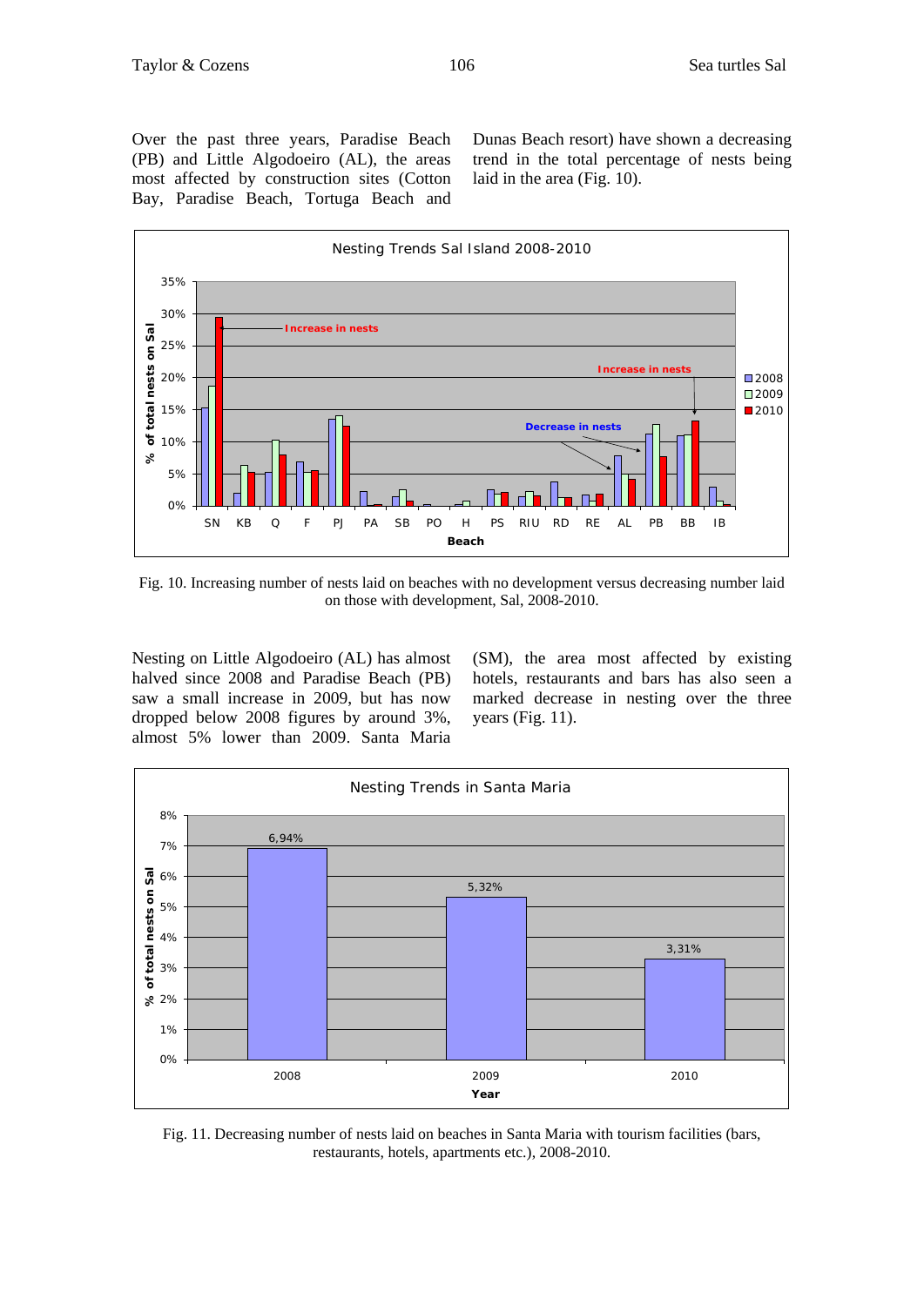Over the past three years, Paradise Beach (PB) and Little Algodoeiro (AL), the areas most affected by construction sites (Cotton Bay, Paradise Beach, Tortuga Beach and Dunas Beach resort) have shown a decreasing trend in the total percentage of nests being laid in the area (Fig. 10).

Fig. 10. Increasing number of nests laid on beaches with no development versus decreasing number laid on those with development, Sal, 2008-2010.

Nesting on Little Algodoeiro (AL) has almost halved since 2008 and Paradise Beach (PB) saw a small increase in 2009, but has now dropped below 2008 figures by around 3%, almost 5% lower than 2009. Santa Maria (SM), the area most affected by existing hotels, restaurants and bars has also seen a marked decrease in nesting over the three years (Fig. 11).

Fig. 11. Decreasing number of nests laid on beaches in Santa Maria with tourism facilities (bars, restaurants, hotels, apartments etc.), 2008-2010.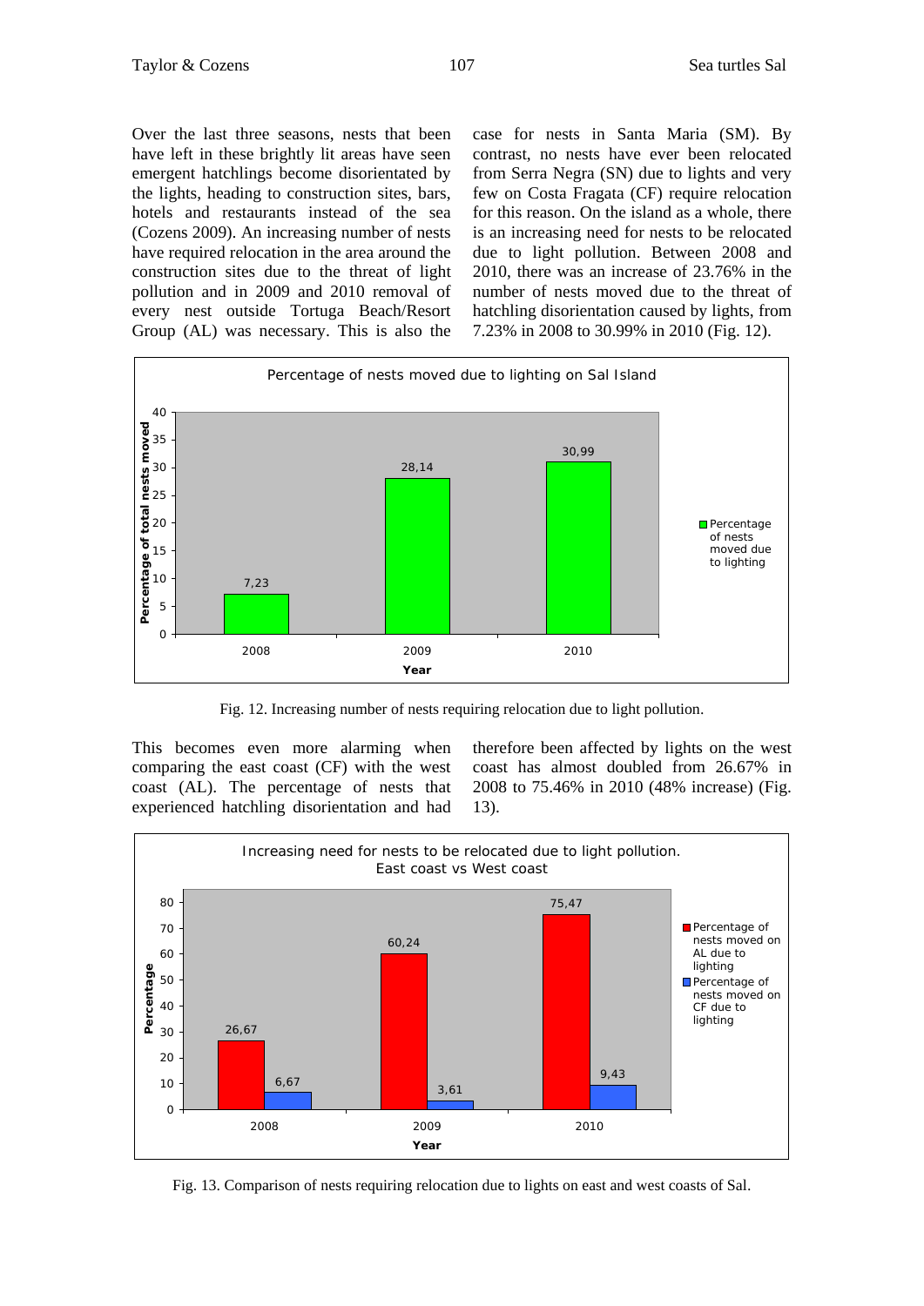Over the last three seasons, nests that been have left in these brightly lit areas have seen emergent hatchlings become disorientated by the lights, heading to construction sites, bars, hotels and restaurants instead of the sea (Cozens 2009). An increasing number of nests have required relocation in the area around the construction sites due to the threat of light pollution and in 2009 and 2010 removal of every nest outside Tortuga Beach/Resort Group (AL) was necessary. This is also the case for nests in Santa Maria (SM). By contrast, no nests have ever been relocated from Serra Negra (SN) due to lights and very few on Costa Fragata (CF) require relocation for this reason. On the island as a whole, there is an increasing need for nests to be relocated due to light pollution. Between 2008 and 2010, there was an increase of 23.76% in the number of nests moved due to the threat of hatchling disorientation caused by lights, from 7.23% in 2008 to 30.99% in 2010 (Fig. 12).

Percentage of nests moved due to lighting on Sal Island

| Year | Percentage of nests moved due to lighting |
| --- | --- |
| 2008 | 7,23 |
| 2009 | 28,14 |
| 2010 | 30,99 |

Fig. 12. Increasing number of nests requiring relocation due to light pollution.

This becomes even more alarming when comparing the east coast (CF) with the west coast (AL). The percentage of nests that experienced hatchling disorientation and had therefore been affected by lights on the west coast has almost doubled from 26.67% in 2008 to 75.46% in 2010 (48% increase) (Fig. 13).

Increasing need for nests to be relocated due to light pollution. East coast vs West coast

| Year | Percentage of nests moved on AL due to lighting | Percentage of nests moved on CF due to lighting |
| --- | --- | --- |
| 2008 | 26,67 | 6,67 |
| 2009 | 60,24 | 3,61 |
| 2010 | 75,47 | 9,43 |

Fig. 13. Comparison of nests requiring relocation due to lights on east and west coasts of Sal.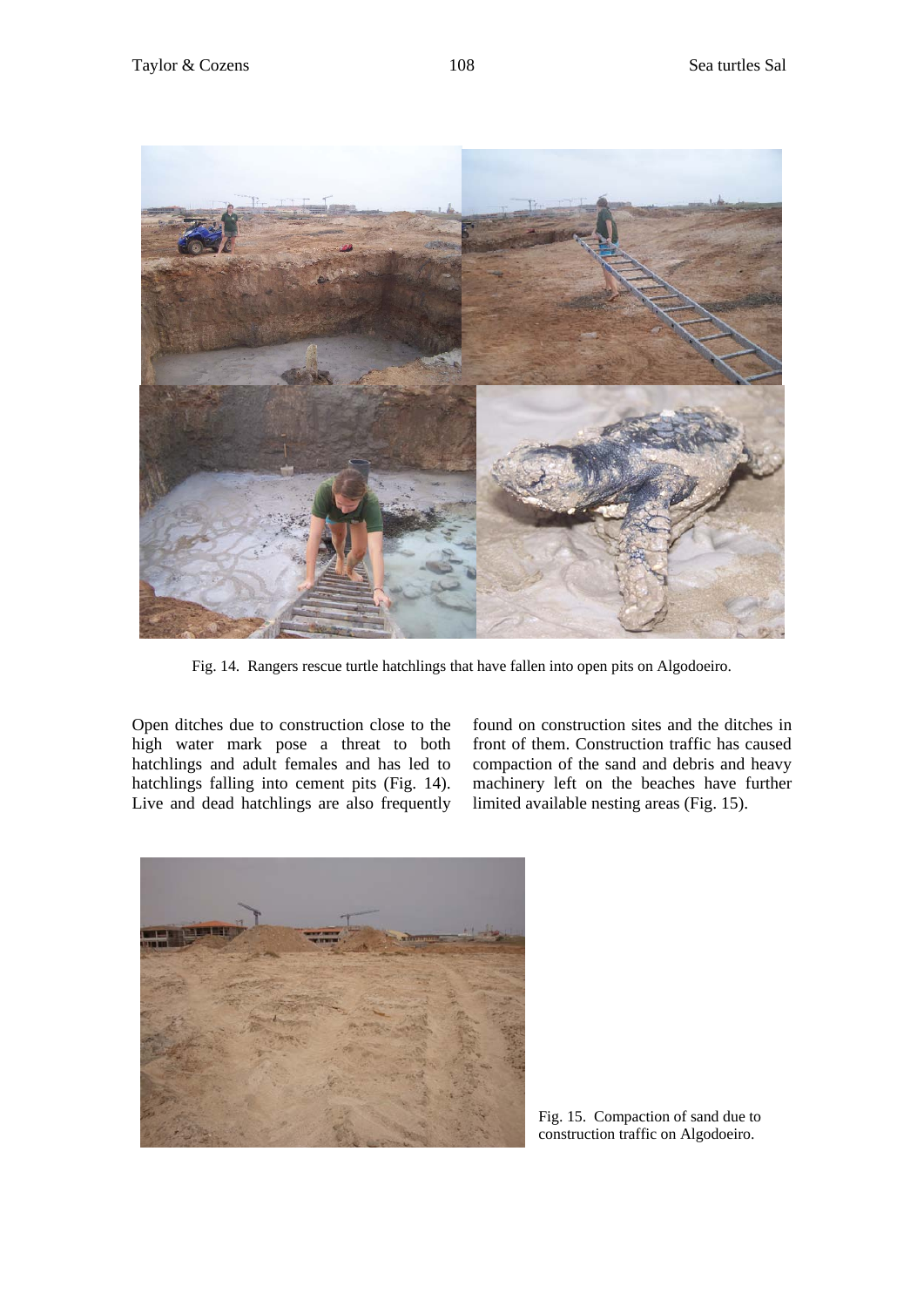Fig. 14. Rangers rescue turtle hatchlings that have fallen into open pits on Algodoeiro.

Open ditches due to construction close to the high water mark pose a threat to both hatchlings and adult females and has led to hatchlings falling into cement pits (Fig. 14). Live and dead hatchlings are also frequently found on construction sites and the ditches in front of them. Construction traffic has caused compaction of the sand and debris and heavy machinery left on the beaches have further limited available nesting areas (Fig. 15).

Fig. 15. Compaction of sand due to construction traffic on Algodoeiro.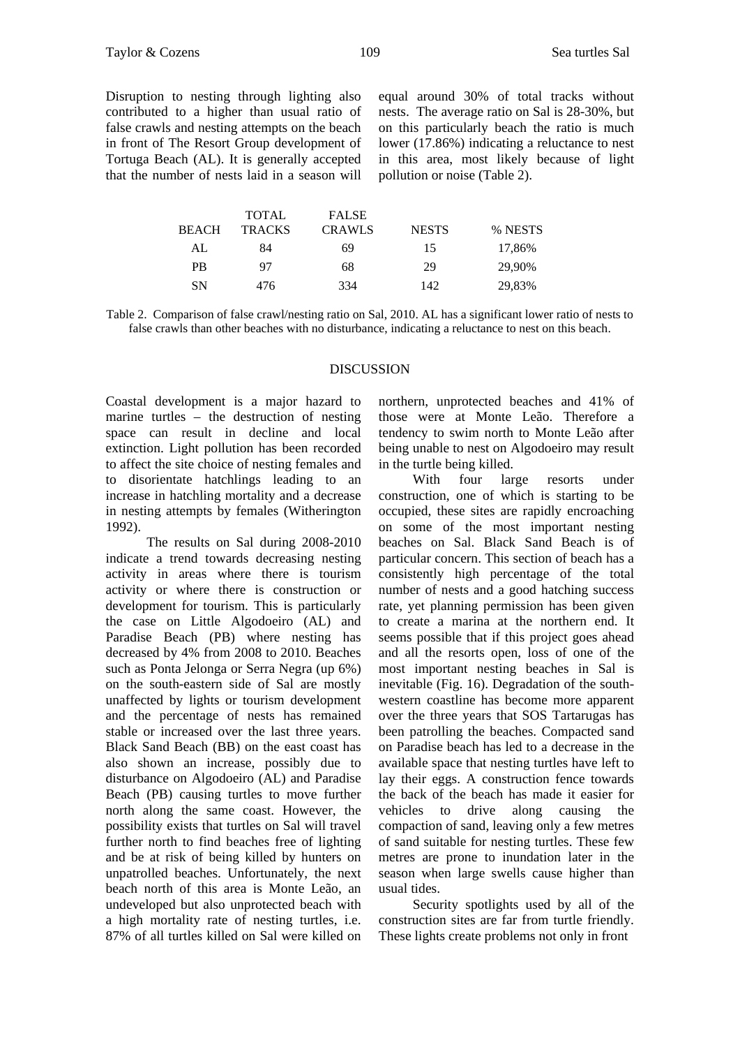Disruption to nesting through lighting also contributed to a higher than usual ratio of false crawls and nesting attempts on the beach in front of The Resort Group development of Tortuga Beach (AL). It is generally accepted that the number of nests laid in a season will equal around 30% of total tracks without nests. The average ratio on Sal is 28-30%, but on this particularly beach the ratio is much lower (17.86%) indicating a reluctance to nest in this area, most likely because of light pollution or noise (Table 2).

| BEACH | TOTAL TRACKS | FALSE CRAWLS | NESTS | % NESTS |
|---|---|---|---|---|
| AL | 84 | 69 | 15 | 17,86% |
| PB | 97 | 68 | 29 | 29,90% |
| SN | 476 | 334 | 142 | 29,83% |

Table 2. Comparison of false crawl/nesting ratio on Sal, 2010. AL has a significant lower ratio of nests to false crawls than other beaches with no disturbance, indicating a reluctance to nest on this beach.

## DISCUSSION

Coastal development is a major hazard to marine turtles – the destruction of nesting space can result in decline and local extinction. Light pollution has been recorded to affect the site choice of nesting females and to disorientate hatchlings leading to an increase in hatchling mortality and a decrease in nesting attempts by females (Witherington 1992).

The results on Sal during 2008-2010 indicate a trend towards decreasing nesting activity in areas where there is tourism activity or where there is construction or development for tourism. This is particularly the case on Little Algodoeiro (AL) and Paradise Beach (PB) where nesting has decreased by 4% from 2008 to 2010. Beaches such as Ponta Jelonga or Serra Negra (up 6%) on the south-eastern side of Sal are mostly unaffected by lights or tourism development and the percentage of nests has remained stable or increased over the last three years. Black Sand Beach (BB) on the east coast has also shown an increase, possibly due to disturbance on Algodoeiro (AL) and Paradise Beach (PB) causing turtles to move further north along the same coast. However, the possibility exists that turtles on Sal will travel further north to find beaches free of lighting and be at risk of being killed by hunters on unpatrolled beaches. Unfortunately, the next beach north of this area is Monte Leão, an undeveloped but also unprotected beach with a high mortality rate of nesting turtles, i.e. 87% of all turtles killed on Sal were killed on northern, unprotected beaches and 41% of those were at Monte Leão. Therefore a tendency to swim north to Monte Leão after being unable to nest on Algodoeiro may result in the turtle being killed.

With four large resorts under construction, one of which is starting to be occupied, these sites are rapidly encroaching on some of the most important nesting beaches on Sal. Black Sand Beach is of particular concern. This section of beach has a consistently high percentage of the total number of nests and a good hatching success rate, yet planning permission has been given to create a marina at the northern end. It seems possible that if this project goes ahead and all the resorts open, loss of one of the most important nesting beaches in Sal is inevitable (Fig. 16). Degradation of the south-western coastline has become more apparent over the three years that SOS Tartarugas has been patrolling the beaches. Compacted sand on Paradise beach has led to a decrease in the available space that nesting turtles have left to lay their eggs. A construction fence towards the back of the beach has made it easier for vehicles to drive along causing the compaction of sand, leaving only a few metres of sand suitable for nesting turtles. These few metres are prone to inundation later in the season when large swells cause higher than usual tides.

Security spotlights used by all of the construction sites are far from turtle friendly. These lights create problems not only in front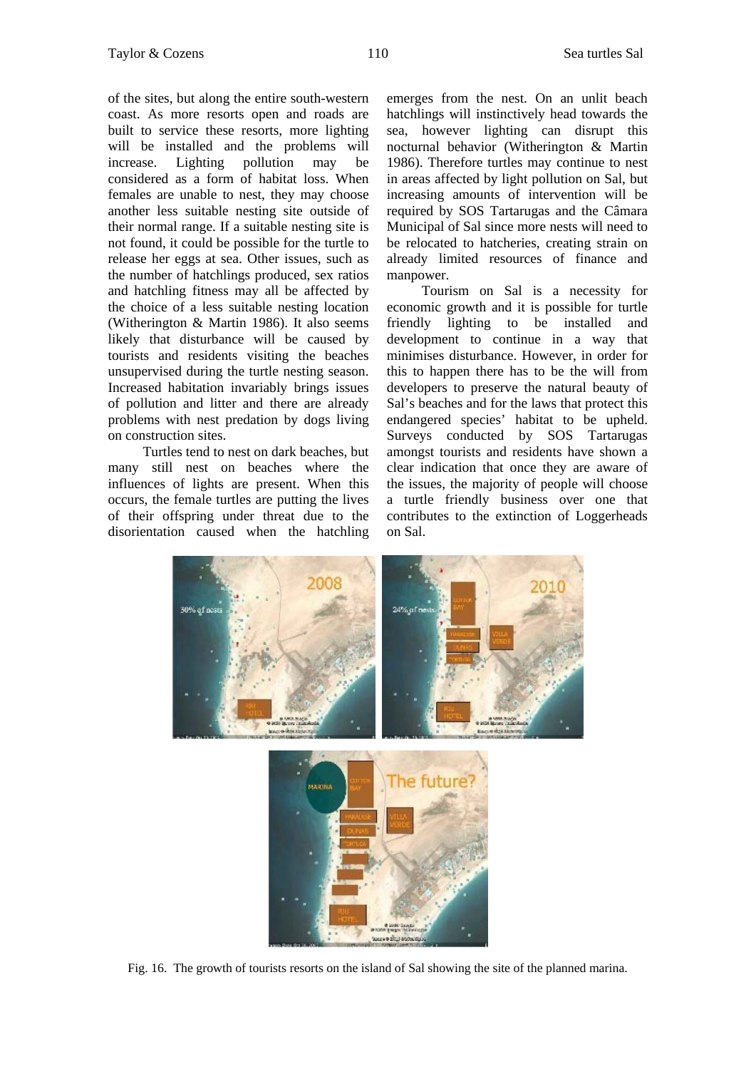of the sites, but along the entire south-western coast. As more resorts open and roads are built to service these resorts, more lighting will be installed and the problems will increase. Lighting pollution may be considered as a form of habitat loss. When females are unable to nest, they may choose another less suitable nesting site outside of their normal range. If a suitable nesting site is not found, it could be possible for the turtle to release her eggs at sea. Other issues, such as the number of hatchlings produced, sex ratios and hatchling fitness may all be affected by the choice of a less suitable nesting location (Witherington & Martin 1986). It also seems likely that disturbance will be caused by tourists and residents visiting the beaches unsupervised during the turtle nesting season. Increased habitation invariably brings issues of pollution and litter and there are already problems with nest predation by dogs living on construction sites.

Turtles tend to nest on dark beaches, but many still nest on beaches where the influences of lights are present. When this occurs, the female turtles are putting the lives of their offspring under threat due to the disorientation caused when the hatchling emerges from the nest. On an unlit beach hatchlings will instinctively head towards the sea, however lighting can disrupt this nocturnal behavior (Witherington & Martin 1986). Therefore turtles may continue to nest in areas affected by light pollution on Sal, but increasing amounts of intervention will be required by SOS Tartarugas and the Câmara Municipal of Sal since more nests will need to be relocated to hatcheries, creating strain on already limited resources of finance and manpower.

Tourism on Sal is a necessity for economic growth and it is possible for turtle friendly lighting to be installed and development to continue in a way that minimises disturbance. However, in order for this to happen there has to be the will from developers to preserve the natural beauty of Sal's beaches and for the laws that protect this endangered species' habitat to be upheld. Surveys conducted by SOS Tartarugas amongst tourists and residents have shown a clear indication that once they are aware of the issues, the majority of people will choose a turtle friendly business over one that contributes to the extinction of Loggerheads on Sal.

Fig. 16. The growth of tourists resorts on the island of Sal showing the site of the planned marina.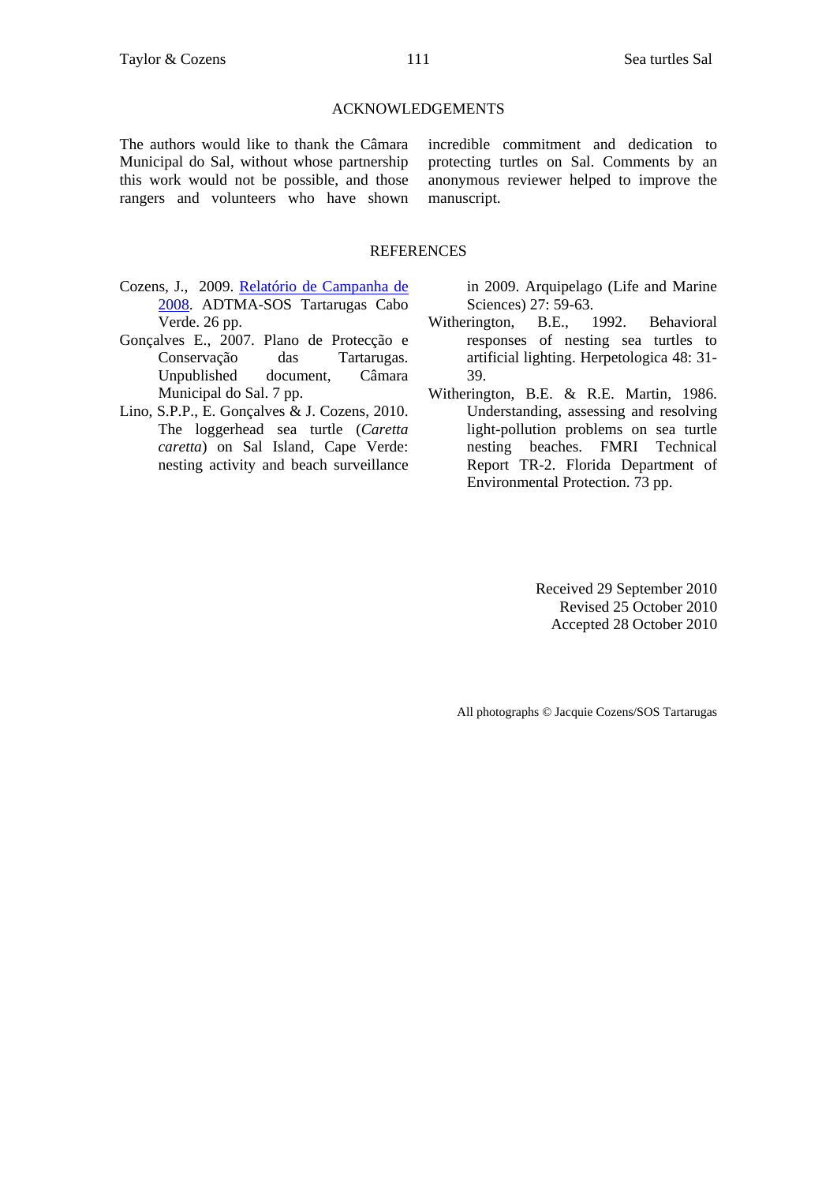## ACKNOWLEDGEMENTS

The authors would like to thank the Câmara Municipal do Sal, without whose partnership this work would not be possible, and those rangers and volunteers who have shown incredible commitment and dedication to protecting turtles on Sal. Comments by an anonymous reviewer helped to improve the manuscript.

## REFERENCES

Cozens, J., 2009. Relatório de Campanha de 2008. ADTMA-SOS Tartarugas Cabo Verde. 26 pp.

Gonçalves E., 2007. Plano de Protecção e Conservação das Tartarugas. Unpublished document, Câmara Municipal do Sal. 7 pp.

Lino, S.P.P., E. Gonçalves & J. Cozens, 2010. The loggerhead sea turtle (*Caretta caretta*) on Sal Island, Cape Verde: nesting activity and beach surveillance in 2009. Arquipelago (Life and Marine Sciences) 27: 59-63.

Witherington, B.E., 1992. Behavioral responses of nesting sea turtles to artificial lighting. Herpetologica 48: 31-39.

Witherington, B.E. & R.E. Martin, 1986. Understanding, assessing and resolving light-pollution problems on sea turtle nesting beaches. FMRI Technical Report TR-2. Florida Department of Environmental Protection. 73 pp.

Received 29 September 2010
Revised 25 October 2010
Accepted 28 October 2010

All photographs © Jacquie Cozens/SOS Tartarugas